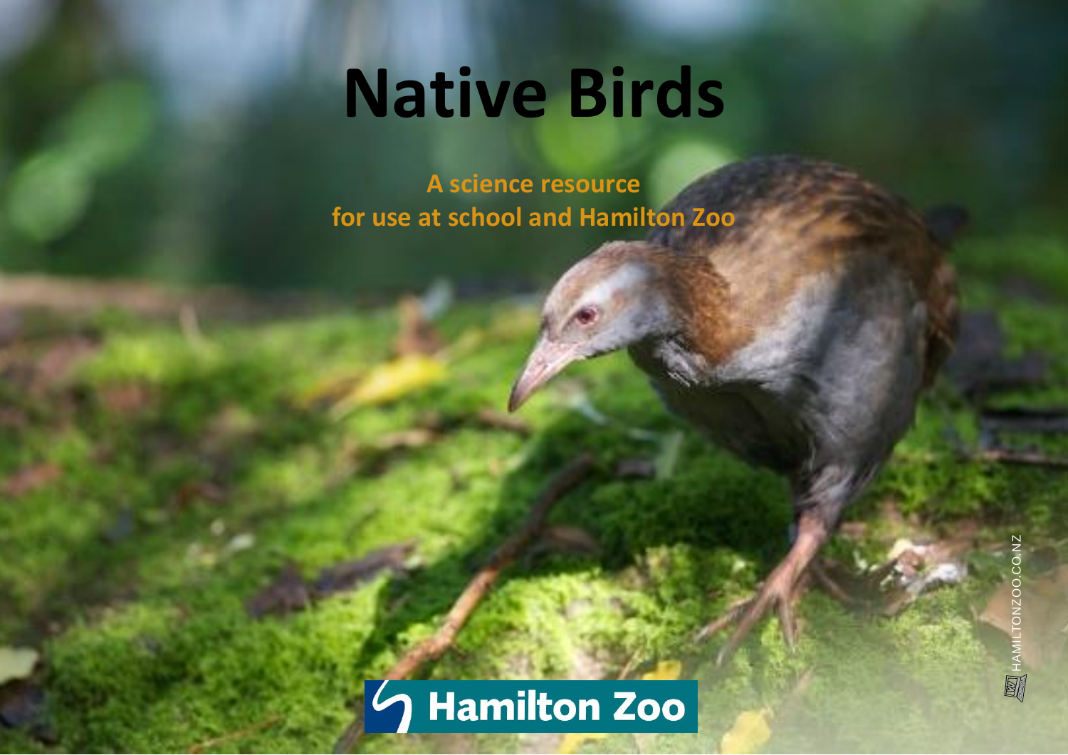# Native Birds

**A science resource for use at school and Hamilton Zoo**

Hamilton Zoo

HAMILTONZOO.CO.NZ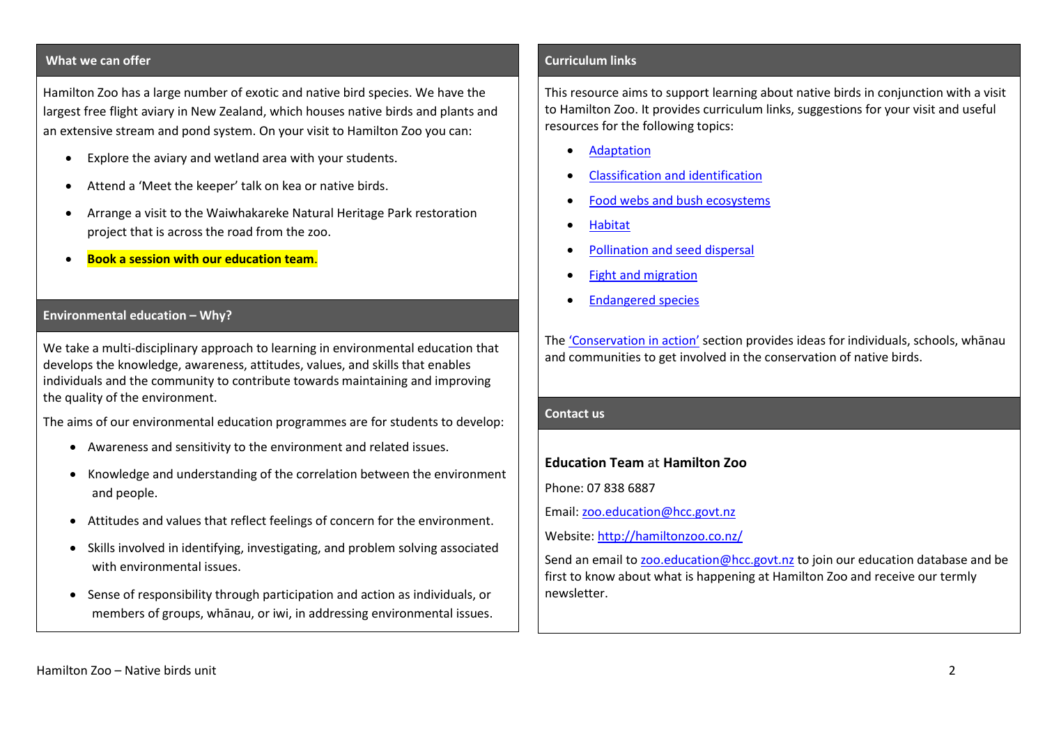## What we can offer

Hamilton Zoo has a large number of exotic and native bird species. We have the largest free flight aviary in New Zealand, which houses native birds and plants and an extensive stream and pond system. On your visit to Hamilton Zoo you can:

- Explore the aviary and wetland area with your students.
- Attend a 'Meet the keeper' talk on kea or native birds.
- Arrange a visit to the Waiwhakareke Natural Heritage Park restoration project that is across the road from the zoo.
- **Book a session with our education team**.

## Environmental education – Why?

We take a multi-disciplinary approach to learning in environmental education that develops the knowledge, awareness, attitudes, values, and skills that enables individuals and the community to contribute towards maintaining and improving the quality of the environment.

The aims of our environmental education programmes are for students to develop:

- Awareness and sensitivity to the environment and related issues.
- Knowledge and understanding of the correlation between the environment and people.
- Attitudes and values that reflect feelings of concern for the environment.
- Skills involved in identifying, investigating, and problem solving associated with environmental issues.
- Sense of responsibility through participation and action as individuals, or members of groups, whānau, or iwi, in addressing environmental issues.

## Curriculum links

This resource aims to support learning about native birds in conjunction with a visit to Hamilton Zoo. It provides curriculum links, suggestions for your visit and useful resources for the following topics:

- Adaptation
- Classification and identification
- Food webs and bush ecosystems
- Habitat
- Pollination and seed dispersal
- Fight and migration
- Endangered species

The 'Conservation in action' section provides ideas for individuals, schools, whānau and communities to get involved in the conservation of native birds.

## Contact us

**Education Team** at **Hamilton Zoo**

Phone: 07 838 6887

Email: zoo.education@hcc.govt.nz

Website: http://hamiltonzoo.co.nz/

Send an email to zoo.education@hcc.govt.nz to join our education database and be first to know about what is happening at Hamilton Zoo and receive our termly newsletter.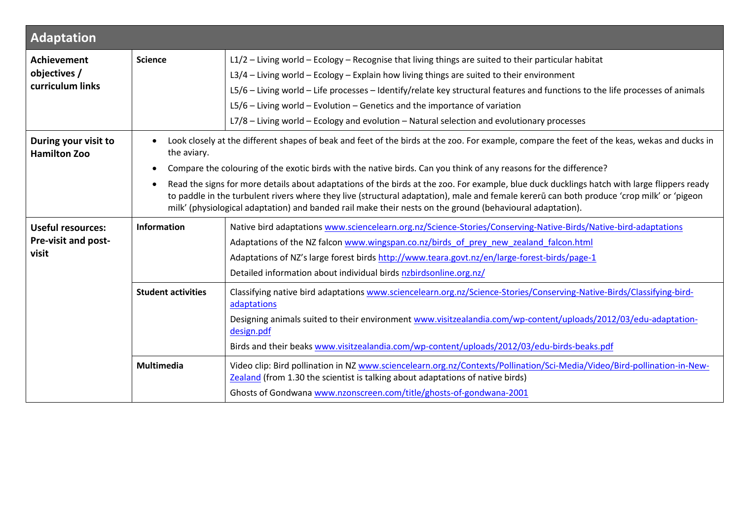## Adaptation

| | | |
|---|---|---|
| **Achievement objectives / curriculum links** | **Science** | L1/2 – Living world – Ecology – Recognise that living things are suited to their particular habitat<br>L3/4 – Living world – Ecology – Explain how living things are suited to their environment<br>L5/6 – Living world – Life processes – Identify/relate key structural features and functions to the life processes of animals<br>L5/6 – Living world – Evolution – Genetics and the importance of variation<br>L7/8 – Living world – Ecology and evolution – Natural selection and evolutionary processes |
| **During your visit to Hamilton Zoo** | • Look closely at the different shapes of beak and feet of the birds at the zoo. For example, compare the feet of the keas, wekas and ducks in the aviary.<br>• Compare the colouring of the exotic birds with the native birds. Can you think of any reasons for the difference?<br>• Read the signs for more details about adaptations of the birds at the zoo. For example, blue duck ducklings hatch with large flippers ready to paddle in the turbulent rivers where they live (structural adaptation), male and female kererū can both produce 'crop milk' or 'pigeon milk' (physiological adaptation) and banded rail make their nests on the ground (behavioural adaptation). | |
| **Useful resources: Pre-visit and post-visit** | **Information** | Native bird adaptations www.sciencelearn.org.nz/Science-Stories/Conserving-Native-Birds/Native-bird-adaptations<br>Adaptations of the NZ falcon www.wingspan.co.nz/birds_of_prey_new_zealand_falcon.html<br>Adaptations of NZ's large forest birds http://www.teara.govt.nz/en/large-forest-birds/page-1<br>Detailed information about individual birds nzbirdsonline.org.nz/ |
| | **Student activities** | Classifying native bird adaptations www.sciencelearn.org.nz/Science-Stories/Conserving-Native-Birds/Classifying-bird-adaptations<br>Designing animals suited to their environment www.visitzealandia.com/wp-content/uploads/2012/03/edu-adaptation-design.pdf<br>Birds and their beaks www.visitzealandia.com/wp-content/uploads/2012/03/edu-birds-beaks.pdf |
| | **Multimedia** | Video clip: Bird pollination in NZ www.sciencelearn.org.nz/Contexts/Pollination/Sci-Media/Video/Bird-pollination-in-New-Zealand (from 1.30 the scientist is talking about adaptations of native birds)<br>Ghosts of Gondwana www.nzonscreen.com/title/ghosts-of-gondwana-2001 |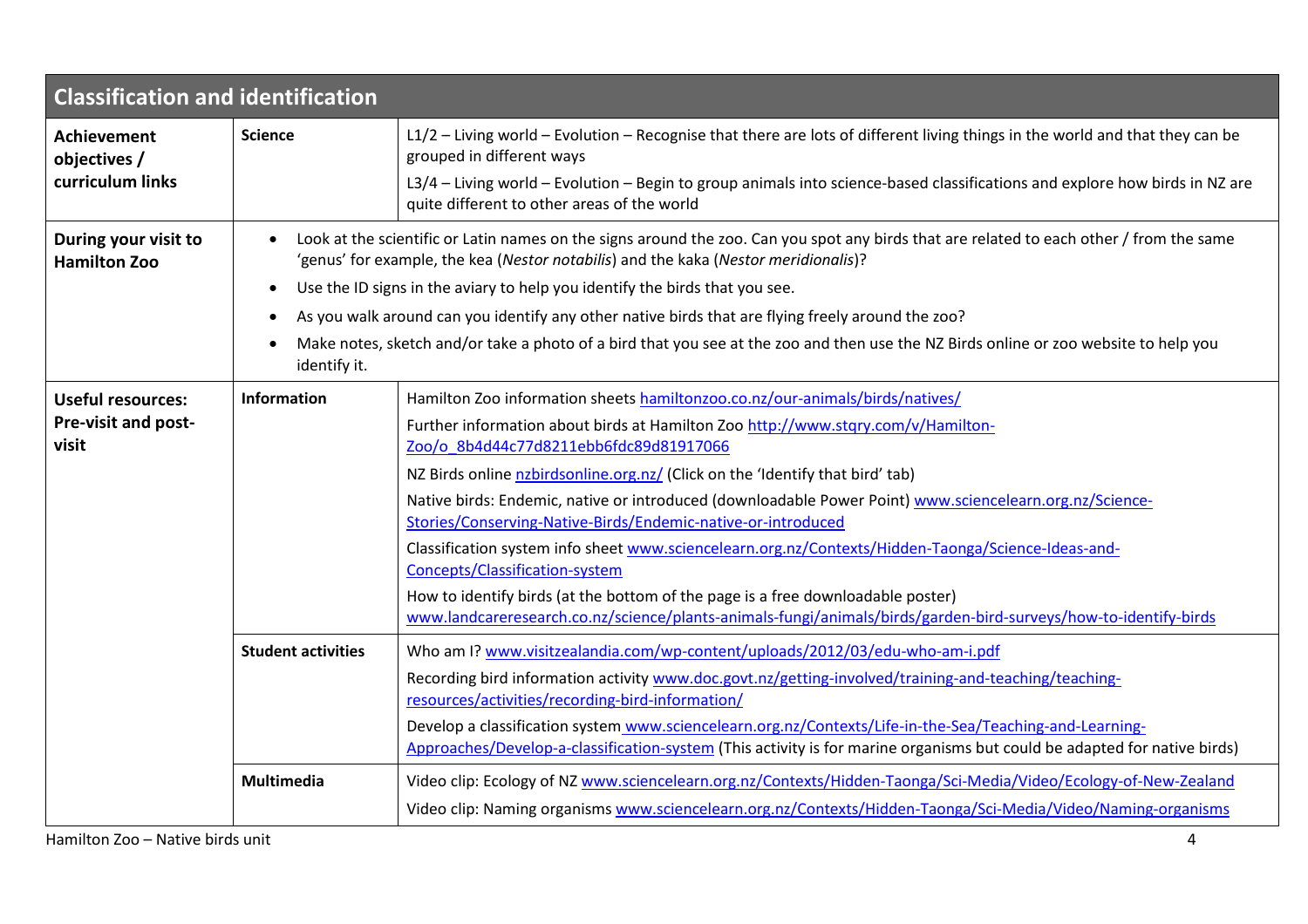## Classification and identification

| | | |
|---|---|---|
| **Achievement objectives / curriculum links** | **Science** | L1/2 – Living world – Evolution – Recognise that there are lots of different living things in the world and that they can be grouped in different ways<br>L3/4 – Living world – Evolution – Begin to group animals into science-based classifications and explore how birds in NZ are quite different to other areas of the world |
| **During your visit to Hamilton Zoo** | • Look at the scientific or Latin names on the signs around the zoo. Can you spot any birds that are related to each other / from the same 'genus' for example, the kea (*Nestor notabilis*) and the kaka (*Nestor meridionalis*)?<br>• Use the ID signs in the aviary to help you identify the birds that you see.<br>• As you walk around can you identify any other native birds that are flying freely around the zoo?<br>• Make notes, sketch and/or take a photo of a bird that you see at the zoo and then use the NZ Birds online or zoo website to help you identify it. | |
| **Useful resources: Pre-visit and post-visit** | **Information** | Hamilton Zoo information sheets hamiltonzoo.co.nz/our-animals/birds/natives/<br>Further information about birds at Hamilton Zoo http://www.stqry.com/v/Hamilton-Zoo/o_8b4d44c77d8211ebb6fdc89d81917066<br>NZ Birds online nzbirdsonline.org.nz/ (Click on the 'Identify that bird' tab)<br>Native birds: Endemic, native or introduced (downloadable Power Point) www.sciencelearn.org.nz/Science-Stories/Conserving-Native-Birds/Endemic-native-or-introduced<br>Classification system info sheet www.sciencelearn.org.nz/Contexts/Hidden-Taonga/Science-Ideas-and-Concepts/Classification-system<br>How to identify birds (at the bottom of the page is a free downloadable poster) www.landcareresearch.co.nz/science/plants-animals-fungi/animals/birds/garden-bird-surveys/how-to-identify-birds |
| | **Student activities** | Who am I? www.visitzealandia.com/wp-content/uploads/2012/03/edu-who-am-i.pdf<br>Recording bird information activity www.doc.govt.nz/getting-involved/training-and-teaching/teaching-resources/activities/recording-bird-information/<br>Develop a classification system www.sciencelearn.org.nz/Contexts/Life-in-the-Sea/Teaching-and-Learning-Approaches/Develop-a-classification-system (This activity is for marine organisms but could be adapted for native birds) |
| | **Multimedia** | Video clip: Ecology of NZ www.sciencelearn.org.nz/Contexts/Hidden-Taonga/Sci-Media/Video/Ecology-of-New-Zealand<br>Video clip: Naming organisms www.sciencelearn.org.nz/Contexts/Hidden-Taonga/Sci-Media/Video/Naming-organisms |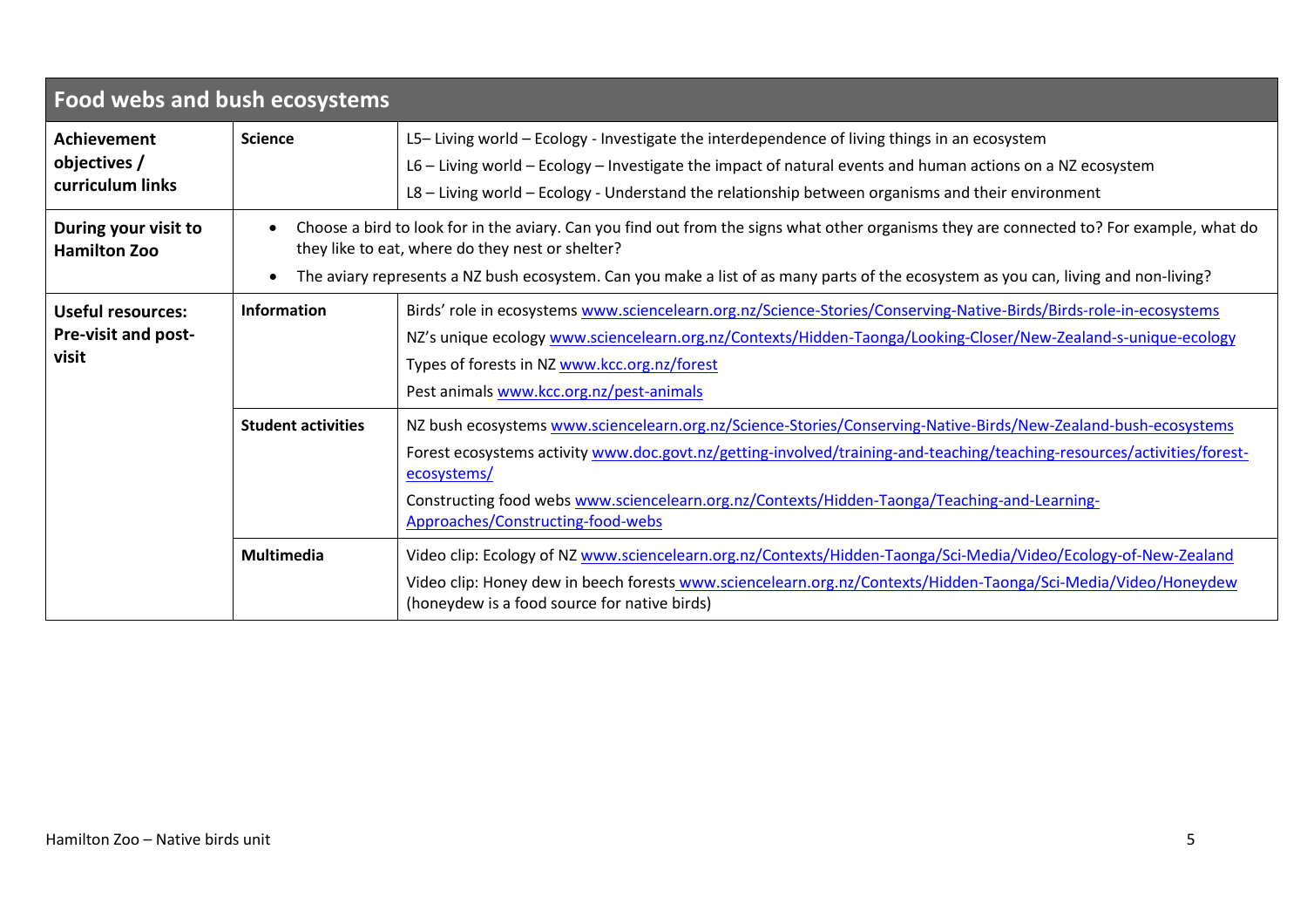## Food webs and bush ecosystems

| | | |
|---|---|---|
| **Achievement objectives / curriculum links** | **Science** | L5– Living world – Ecology - Investigate the interdependence of living things in an ecosystem<br>L6 – Living world – Ecology – Investigate the impact of natural events and human actions on a NZ ecosystem<br>L8 – Living world – Ecology - Understand the relationship between organisms and their environment |
| **During your visit to Hamilton Zoo** | • Choose a bird to look for in the aviary. Can you find out from the signs what other organisms they are connected to? For example, what do they like to eat, where do they nest or shelter?<br>• The aviary represents a NZ bush ecosystem. Can you make a list of as many parts of the ecosystem as you can, living and non-living? | |
| **Useful resources: Pre-visit and post-visit** | **Information** | Birds' role in ecosystems www.sciencelearn.org.nz/Science-Stories/Conserving-Native-Birds/Birds-role-in-ecosystems<br>NZ's unique ecology www.sciencelearn.org.nz/Contexts/Hidden-Taonga/Looking-Closer/New-Zealand-s-unique-ecology<br>Types of forests in NZ www.kcc.org.nz/forest<br>Pest animals www.kcc.org.nz/pest-animals |
| | **Student activities** | NZ bush ecosystems www.sciencelearn.org.nz/Science-Stories/Conserving-Native-Birds/New-Zealand-bush-ecosystems<br>Forest ecosystems activity www.doc.govt.nz/getting-involved/training-and-teaching/teaching-resources/activities/forest-ecosystems/<br>Constructing food webs www.sciencelearn.org.nz/Contexts/Hidden-Taonga/Teaching-and-Learning-Approaches/Constructing-food-webs |
| | **Multimedia** | Video clip: Ecology of NZ www.sciencelearn.org.nz/Contexts/Hidden-Taonga/Sci-Media/Video/Ecology-of-New-Zealand<br>Video clip: Honey dew in beech forests www.sciencelearn.org.nz/Contexts/Hidden-Taonga/Sci-Media/Video/Honeydew (honeydew is a food source for native birds) |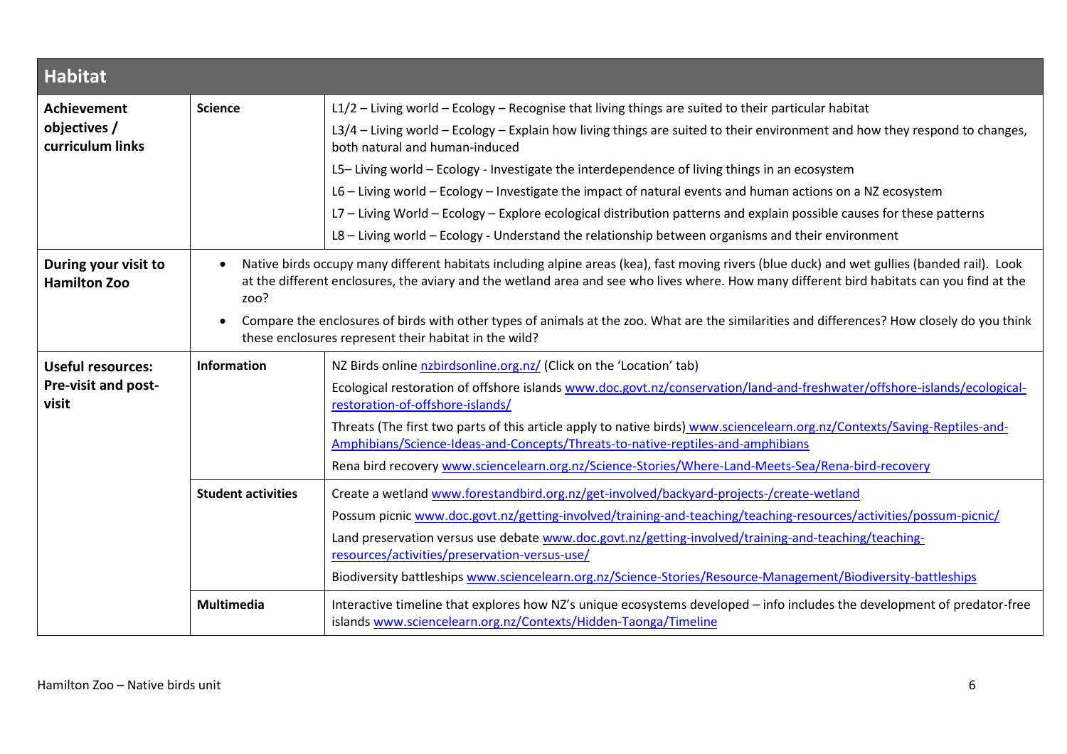## Habitat

| | | |
|---|---|---|
| **Achievement objectives / curriculum links** | **Science** | L1/2 – Living world – Ecology – Recognise that living things are suited to their particular habitat<br>L3/4 – Living world – Ecology – Explain how living things are suited to their environment and how they respond to changes, both natural and human-induced<br>L5– Living world – Ecology - Investigate the interdependence of living things in an ecosystem<br>L6 – Living world – Ecology – Investigate the impact of natural events and human actions on a NZ ecosystem<br>L7 – Living World – Ecology – Explore ecological distribution patterns and explain possible causes for these patterns<br>L8 – Living world – Ecology - Understand the relationship between organisms and their environment |
| **During your visit to Hamilton Zoo** | • Native birds occupy many different habitats including alpine areas (kea), fast moving rivers (blue duck) and wet gullies (banded rail). Look at the different enclosures, the aviary and the wetland area and see who lives where. How many different bird habitats can you find at the zoo?<br>• Compare the enclosures of birds with other types of animals at the zoo. What are the similarities and differences? How closely do you think these enclosures represent their habitat in the wild? | |
| **Useful resources: Pre-visit and post-visit** | **Information** | NZ Birds online [nzbirdsonline.org.nz/](nzbirdsonline.org.nz/) (Click on the 'Location' tab)<br>Ecological restoration of offshore islands [www.doc.govt.nz/conservation/land-and-freshwater/offshore-islands/ecological-restoration-of-offshore-islands/](www.doc.govt.nz/conservation/land-and-freshwater/offshore-islands/ecological-restoration-of-offshore-islands/)<br>Threats (The first two parts of this article apply to native birds) [www.sciencelearn.org.nz/Contexts/Saving-Reptiles-and-Amphibians/Science-Ideas-and-Concepts/Threats-to-native-reptiles-and-amphibians](www.sciencelearn.org.nz/Contexts/Saving-Reptiles-and-Amphibians/Science-Ideas-and-Concepts/Threats-to-native-reptiles-and-amphibians)<br>Rena bird recovery [www.sciencelearn.org.nz/Science-Stories/Where-Land-Meets-Sea/Rena-bird-recovery](www.sciencelearn.org.nz/Science-Stories/Where-Land-Meets-Sea/Rena-bird-recovery) |
| | **Student activities** | Create a wetland [www.forestandbird.org.nz/get-involved/backyard-projects-/create-wetland](www.forestandbird.org.nz/get-involved/backyard-projects-/create-wetland)<br>Possum picnic [www.doc.govt.nz/getting-involved/training-and-teaching/teaching-resources/activities/possum-picnic/](www.doc.govt.nz/getting-involved/training-and-teaching/teaching-resources/activities/possum-picnic/)<br>Land preservation versus use debate [www.doc.govt.nz/getting-involved/training-and-teaching/teaching-resources/activities/preservation-versus-use/](www.doc.govt.nz/getting-involved/training-and-teaching/teaching-resources/activities/preservation-versus-use/)<br>Biodiversity battleships [www.sciencelearn.org.nz/Science-Stories/Resource-Management/Biodiversity-battleships](www.sciencelearn.org.nz/Science-Stories/Resource-Management/Biodiversity-battleships) |
| | **Multimedia** | Interactive timeline that explores how NZ's unique ecosystems developed – info includes the development of predator-free islands [www.sciencelearn.org.nz/Contexts/Hidden-Taonga/Timeline](www.sciencelearn.org.nz/Contexts/Hidden-Taonga/Timeline) |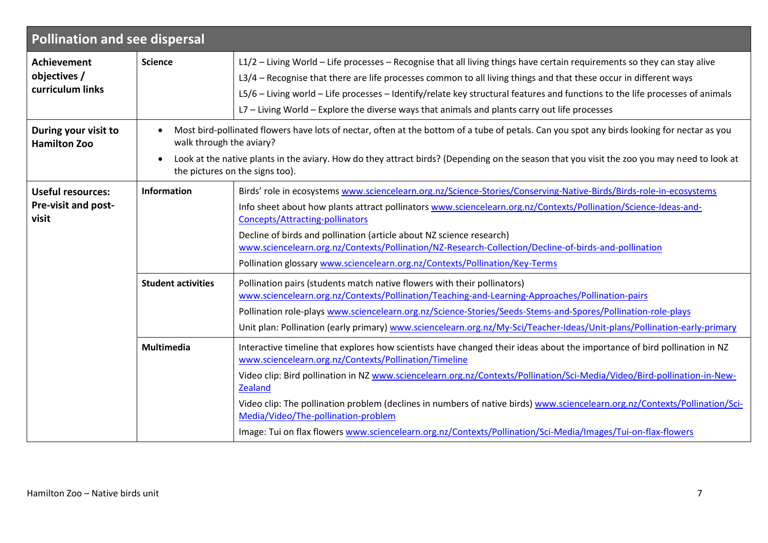| Pollination and see dispersal | | |
|---|---|---|
| **Achievement objectives / curriculum links** | **Science** | L1/2 – Living World – Life processes – Recognise that all living things have certain requirements so they can stay alive<br>L3/4 – Recognise that there are life processes common to all living things and that these occur in different ways<br>L5/6 – Living world – Life processes – Identify/relate key structural features and functions to the life processes of animals<br>L7 – Living World – Explore the diverse ways that animals and plants carry out life processes |
| **During your visit to Hamilton Zoo** | • Most bird-pollinated flowers have lots of nectar, often at the bottom of a tube of petals. Can you spot any birds looking for nectar as you walk through the aviary?<br>• Look at the native plants in the aviary. How do they attract birds? (Depending on the season that you visit the zoo you may need to look at the pictures on the signs too). | |
| **Useful resources: Pre-visit and post-visit** | **Information** | Birds' role in ecosystems www.sciencelearn.org.nz/Science-Stories/Conserving-Native-Birds/Birds-role-in-ecosystems<br>Info sheet about how plants attract pollinators www.sciencelearn.org.nz/Contexts/Pollination/Science-Ideas-and-Concepts/Attracting-pollinators<br>Decline of birds and pollination (article about NZ science research) www.sciencelearn.org.nz/Contexts/Pollination/NZ-Research-Collection/Decline-of-birds-and-pollination<br>Pollination glossary www.sciencelearn.org.nz/Contexts/Pollination/Key-Terms |
| | **Student activities** | Pollination pairs (students match native flowers with their pollinators) www.sciencelearn.org.nz/Contexts/Pollination/Teaching-and-Learning-Approaches/Pollination-pairs<br>Pollination role-plays www.sciencelearn.org.nz/Science-Stories/Seeds-Stems-and-Spores/Pollination-role-plays<br>Unit plan: Pollination (early primary) www.sciencelearn.org.nz/My-Sci/Teacher-Ideas/Unit-plans/Pollination-early-primary |
| | **Multimedia** | Interactive timeline that explores how scientists have changed their ideas about the importance of bird pollination in NZ www.sciencelearn.org.nz/Contexts/Pollination/Timeline<br>Video clip: Bird pollination in NZ www.sciencelearn.org.nz/Contexts/Pollination/Sci-Media/Video/Bird-pollination-in-New-Zealand<br>Video clip: The pollination problem (declines in numbers of native birds) www.sciencelearn.org.nz/Contexts/Pollination/Sci-Media/Video/The-pollination-problem<br>Image: Tui on flax flowers www.sciencelearn.org.nz/Contexts/Pollination/Sci-Media/Images/Tui-on-flax-flowers |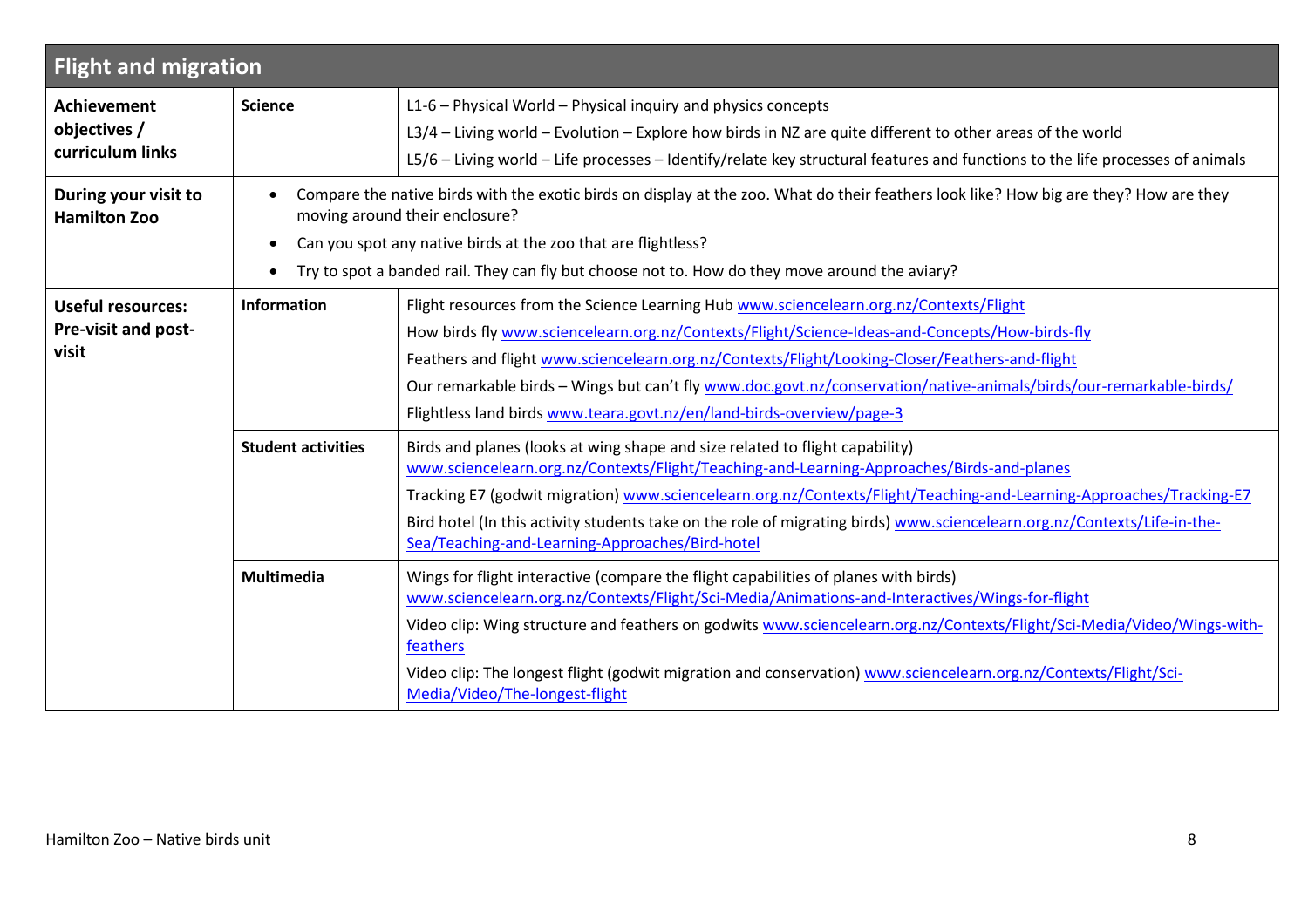## Flight and migration

| | | |
|---|---|---|
| **Achievement objectives / curriculum links** | **Science** | L1-6 – Physical World – Physical inquiry and physics concepts<br>L3/4 – Living world – Evolution – Explore how birds in NZ are quite different to other areas of the world<br>L5/6 – Living world – Life processes – Identify/relate key structural features and functions to the life processes of animals |
| **During your visit to Hamilton Zoo** | • Compare the native birds with the exotic birds on display at the zoo. What do their feathers look like? How big are they? How are they moving around their enclosure?<br>• Can you spot any native birds at the zoo that are flightless?<br>• Try to spot a banded rail. They can fly but choose not to. How do they move around the aviary? | |
| **Useful resources: Pre-visit and post-visit** | **Information** | Flight resources from the Science Learning Hub www.sciencelearn.org.nz/Contexts/Flight<br>How birds fly www.sciencelearn.org.nz/Contexts/Flight/Science-Ideas-and-Concepts/How-birds-fly<br>Feathers and flight www.sciencelearn.org.nz/Contexts/Flight/Looking-Closer/Feathers-and-flight<br>Our remarkable birds – Wings but can't fly www.doc.govt.nz/conservation/native-animals/birds/our-remarkable-birds/<br>Flightless land birds www.teara.govt.nz/en/land-birds-overview/page-3 |
| | **Student activities** | Birds and planes (looks at wing shape and size related to flight capability) www.sciencelearn.org.nz/Contexts/Flight/Teaching-and-Learning-Approaches/Birds-and-planes<br>Tracking E7 (godwit migration) www.sciencelearn.org.nz/Contexts/Flight/Teaching-and-Learning-Approaches/Tracking-E7<br>Bird hotel (In this activity students take on the role of migrating birds) www.sciencelearn.org.nz/Contexts/Life-in-the-Sea/Teaching-and-Learning-Approaches/Bird-hotel |
| | **Multimedia** | Wings for flight interactive (compare the flight capabilities of planes with birds) www.sciencelearn.org.nz/Contexts/Flight/Sci-Media/Animations-and-Interactives/Wings-for-flight<br>Video clip: Wing structure and feathers on godwits www.sciencelearn.org.nz/Contexts/Flight/Sci-Media/Video/Wings-with-feathers<br>Video clip: The longest flight (godwit migration and conservation) www.sciencelearn.org.nz/Contexts/Flight/Sci-Media/Video/The-longest-flight |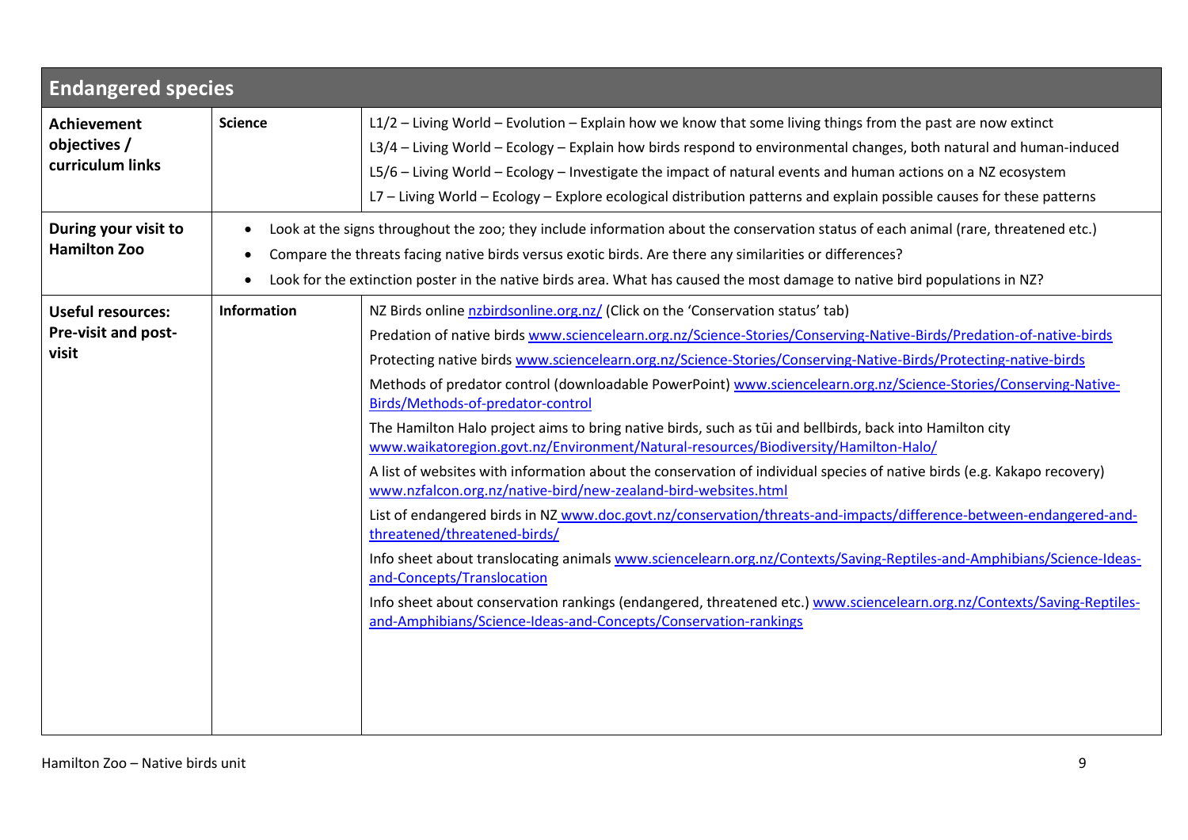## Endangered species

| | | |
|---|---|---|
| **Achievement objectives / curriculum links** | **Science** | L1/2 – Living World – Evolution – Explain how we know that some living things from the past are now extinct<br>L3/4 – Living World – Ecology – Explain how birds respond to environmental changes, both natural and human-induced<br>L5/6 – Living World – Ecology – Investigate the impact of natural events and human actions on a NZ ecosystem<br>L7 – Living World – Ecology – Explore ecological distribution patterns and explain possible causes for these patterns |
| **During your visit to Hamilton Zoo** | • Look at the signs throughout the zoo; they include information about the conservation status of each animal (rare, threatened etc.)<br>• Compare the threats facing native birds versus exotic birds. Are there any similarities or differences?<br>• Look for the extinction poster in the native birds area. What has caused the most damage to native bird populations in NZ? | |
| **Useful resources: Pre-visit and post-visit** | **Information** | NZ Birds online nzbirdsonline.org.nz/ (Click on the 'Conservation status' tab)<br>Predation of native birds www.sciencelearn.org.nz/Science-Stories/Conserving-Native-Birds/Predation-of-native-birds<br>Protecting native birds www.sciencelearn.org.nz/Science-Stories/Conserving-Native-Birds/Protecting-native-birds<br>Methods of predator control (downloadable PowerPoint) www.sciencelearn.org.nz/Science-Stories/Conserving-Native-Birds/Methods-of-predator-control<br>The Hamilton Halo project aims to bring native birds, such as tūi and bellbirds, back into Hamilton city www.waikatoregion.govt.nz/Environment/Natural-resources/Biodiversity/Hamilton-Halo/<br>A list of websites with information about the conservation of individual species of native birds (e.g. Kakapo recovery) www.nzfalcon.org.nz/native-bird/new-zealand-bird-websites.html<br>List of endangered birds in NZ www.doc.govt.nz/conservation/threats-and-impacts/difference-between-endangered-and-threatened/threatened-birds/<br>Info sheet about translocating animals www.sciencelearn.org.nz/Contexts/Saving-Reptiles-and-Amphibians/Science-Ideas-and-Concepts/Translocation<br>Info sheet about conservation rankings (endangered, threatened etc.) www.sciencelearn.org.nz/Contexts/Saving-Reptiles-and-Amphibians/Science-Ideas-and-Concepts/Conservation-rankings |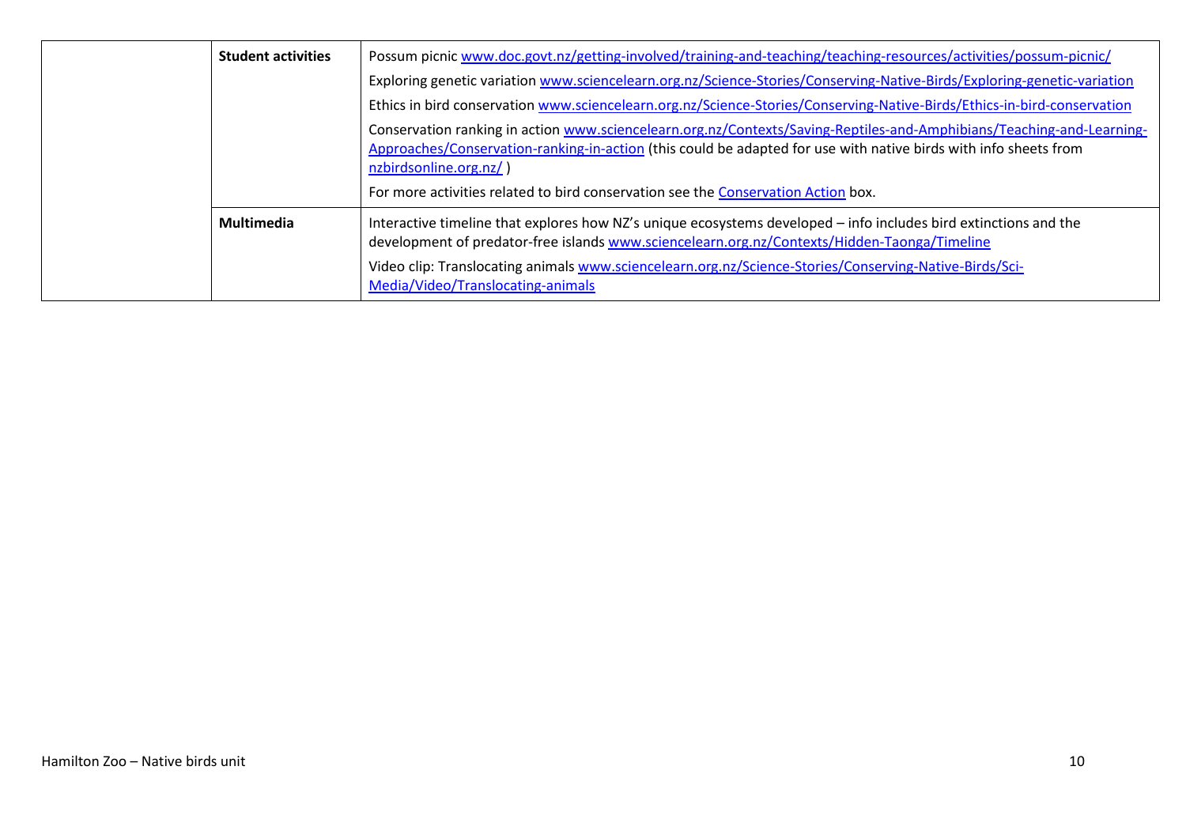| | | |
|---|---|---|
| | **Student activities** | Possum picnic [www.doc.govt.nz/getting-involved/training-and-teaching/teaching-resources/activities/possum-picnic/](www.doc.govt.nz/getting-involved/training-and-teaching/teaching-resources/activities/possum-picnic/)<br>Exploring genetic variation [www.sciencelearn.org.nz/Science-Stories/Conserving-Native-Birds/Exploring-genetic-variation](www.sciencelearn.org.nz/Science-Stories/Conserving-Native-Birds/Exploring-genetic-variation)<br>Ethics in bird conservation [www.sciencelearn.org.nz/Science-Stories/Conserving-Native-Birds/Ethics-in-bird-conservation](www.sciencelearn.org.nz/Science-Stories/Conserving-Native-Birds/Ethics-in-bird-conservation)<br>Conservation ranking in action [www.sciencelearn.org.nz/Contexts/Saving-Reptiles-and-Amphibians/Teaching-and-Learning-Approaches/Conservation-ranking-in-action](www.sciencelearn.org.nz/Contexts/Saving-Reptiles-and-Amphibians/Teaching-and-Learning-Approaches/Conservation-ranking-in-action) (this could be adapted for use with native birds with info sheets from [nzbirdsonline.org.nz/](nzbirdsonline.org.nz/) )<br>For more activities related to bird conservation see the Conservation Action box. |
| | **Multimedia** | Interactive timeline that explores how NZ's unique ecosystems developed – info includes bird extinctions and the development of predator-free islands [www.sciencelearn.org.nz/Contexts/Hidden-Taonga/Timeline](www.sciencelearn.org.nz/Contexts/Hidden-Taonga/Timeline)<br>Video clip: Translocating animals [www.sciencelearn.org.nz/Science-Stories/Conserving-Native-Birds/Sci-Media/Video/Translocating-animals](www.sciencelearn.org.nz/Science-Stories/Conserving-Native-Birds/Sci-Media/Video/Translocating-animals) |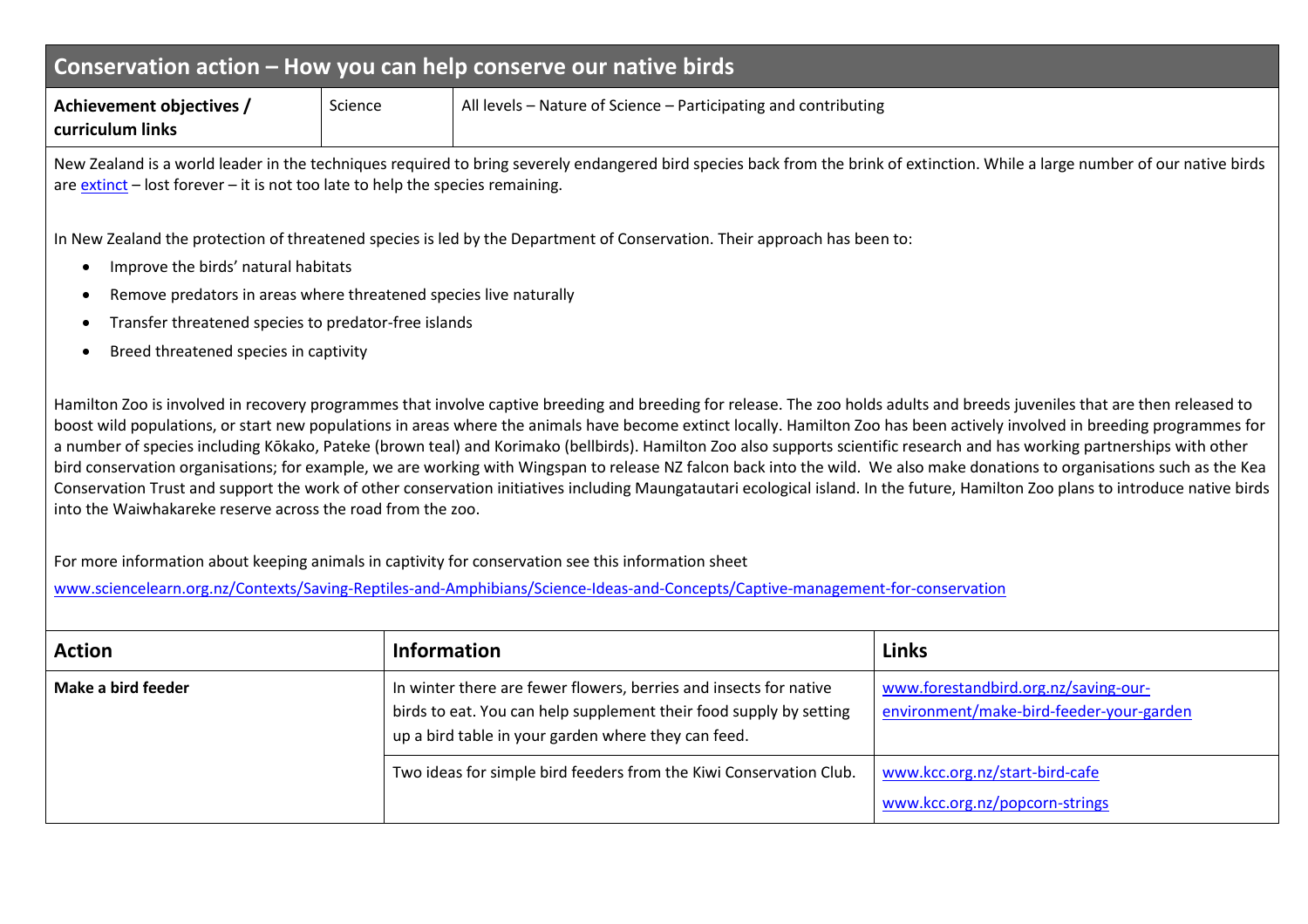## Conservation action – How you can help conserve our native birds

| Achievement objectives / curriculum links | Science | All levels – Nature of Science – Participating and contributing |
|---|---|---|

New Zealand is a world leader in the techniques required to bring severely endangered bird species back from the brink of extinction. While a large number of our native birds are extinct – lost forever – it is not too late to help the species remaining.

In New Zealand the protection of threatened species is led by the Department of Conservation. Their approach has been to:

- Improve the birds' natural habitats
- Remove predators in areas where threatened species live naturally
- Transfer threatened species to predator-free islands
- Breed threatened species in captivity

Hamilton Zoo is involved in recovery programmes that involve captive breeding and breeding for release. The zoo holds adults and breeds juveniles that are then released to boost wild populations, or start new populations in areas where the animals have become extinct locally. Hamilton Zoo has been actively involved in breeding programmes for a number of species including Kōkako, Pateke (brown teal) and Korimako (bellbirds). Hamilton Zoo also supports scientific research and has working partnerships with other bird conservation organisations; for example, we are working with Wingspan to release NZ falcon back into the wild. We also make donations to organisations such as the Kea Conservation Trust and support the work of other conservation initiatives including Maungatautari ecological island. In the future, Hamilton Zoo plans to introduce native birds into the Waiwhakareke reserve across the road from the zoo.

For more information about keeping animals in captivity for conservation see this information sheet

www.sciencelearn.org.nz/Contexts/Saving-Reptiles-and-Amphibians/Science-Ideas-and-Concepts/Captive-management-for-conservation

| Action | Information | Links |
|---|---|---|
| **Make a bird feeder** | In winter there are fewer flowers, berries and insects for native birds to eat. You can help supplement their food supply by setting up a bird table in your garden where they can feed. | www.forestandbird.org.nz/saving-our-environment/make-bird-feeder-your-garden |
| | Two ideas for simple bird feeders from the Kiwi Conservation Club. | www.kcc.org.nz/start-bird-cafe<br>www.kcc.org.nz/popcorn-strings |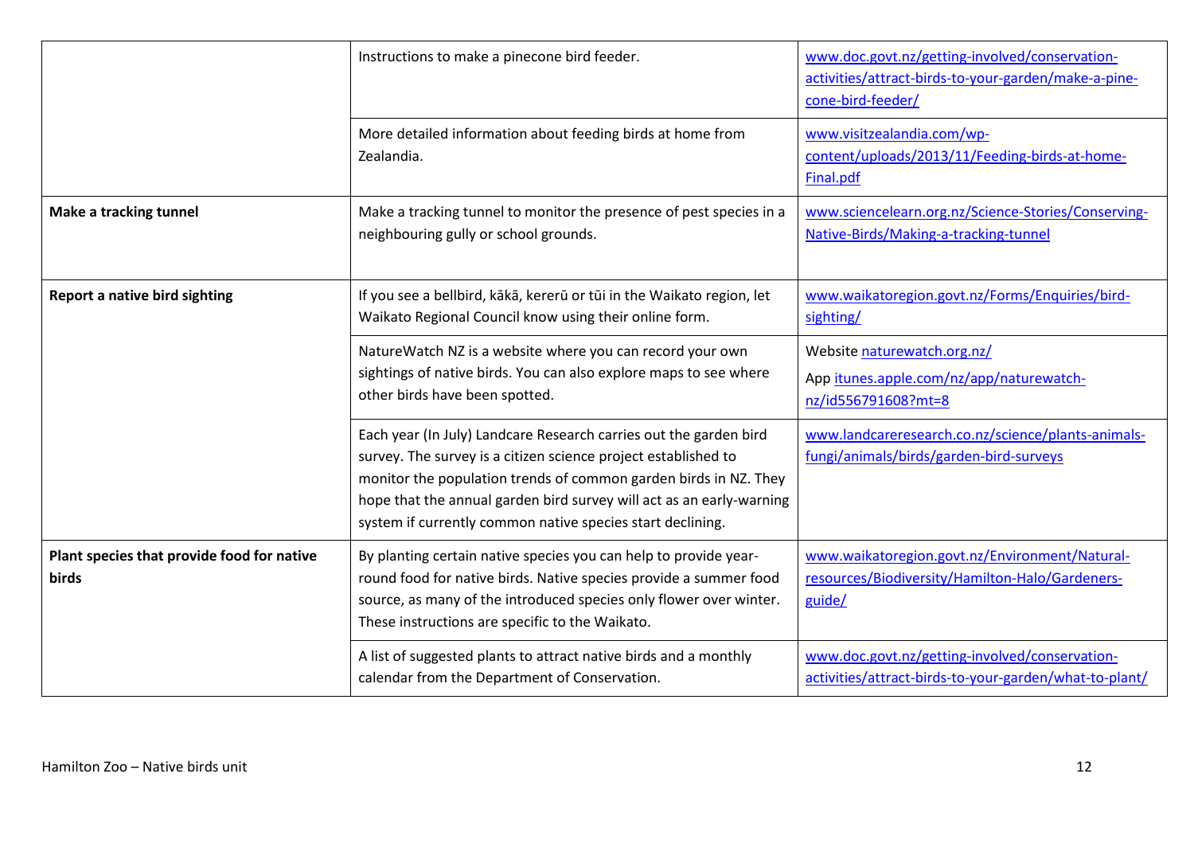| | | |
|---|---|---|
| | Instructions to make a pinecone bird feeder. | www.doc.govt.nz/getting-involved/conservation-activities/attract-birds-to-your-garden/make-a-pine-cone-bird-feeder/ |
| | More detailed information about feeding birds at home from Zealandia. | www.visitzealandia.com/wp-content/uploads/2013/11/Feeding-birds-at-home-Final.pdf |
| **Make a tracking tunnel** | Make a tracking tunnel to monitor the presence of pest species in a neighbouring gully or school grounds. | www.sciencelearn.org.nz/Science-Stories/Conserving-Native-Birds/Making-a-tracking-tunnel |
| **Report a native bird sighting** | If you see a bellbird, kākā, kererū or tūi in the Waikato region, let Waikato Regional Council know using their online form. | www.waikatoregion.govt.nz/Forms/Enquiries/bird-sighting/ |
| | NatureWatch NZ is a website where you can record your own sightings of native birds. You can also explore maps to see where other birds have been spotted. | Website naturewatch.org.nz/ <br> App itunes.apple.com/nz/app/naturewatch-nz/id556791608?mt=8 |
| | Each year (In July) Landcare Research carries out the garden bird survey. The survey is a citizen science project established to monitor the population trends of common garden birds in NZ. They hope that the annual garden bird survey will act as an early-warning system if currently common native species start declining. | www.landcareresearch.co.nz/science/plants-animals-fungi/animals/birds/garden-bird-surveys |
| **Plant species that provide food for native birds** | By planting certain native species you can help to provide year-round food for native birds. Native species provide a summer food source, as many of the introduced species only flower over winter. These instructions are specific to the Waikato. | www.waikatoregion.govt.nz/Environment/Natural-resources/Biodiversity/Hamilton-Halo/Gardeners-guide/ |
| | A list of suggested plants to attract native birds and a monthly calendar from the Department of Conservation. | www.doc.govt.nz/getting-involved/conservation-activities/attract-birds-to-your-garden/what-to-plant/ |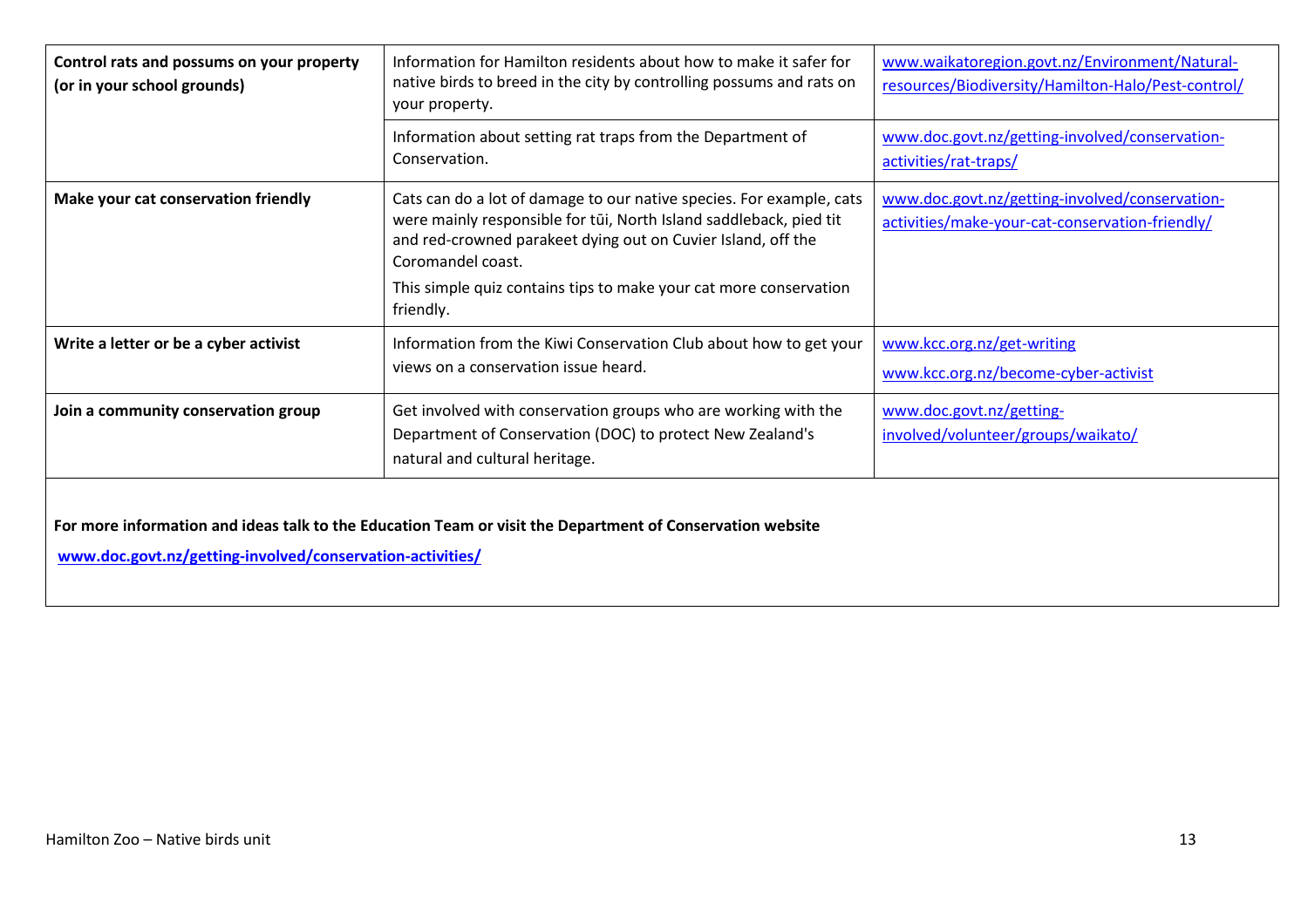| | | |
|---|---|---|
| **Control rats and possums on your property (or in your school grounds)** | Information for Hamilton residents about how to make it safer for native birds to breed in the city by controlling possums and rats on your property. | www.waikatoregion.govt.nz/Environment/Natural-resources/Biodiversity/Hamilton-Halo/Pest-control/ |
| | Information about setting rat traps from the Department of Conservation. | www.doc.govt.nz/getting-involved/conservation-activities/rat-traps/ |
| **Make your cat conservation friendly** | Cats can do a lot of damage to our native species. For example, cats were mainly responsible for tūi, North Island saddleback, pied tit and red-crowned parakeet dying out on Cuvier Island, off the Coromandel coast. This simple quiz contains tips to make your cat more conservation friendly. | www.doc.govt.nz/getting-involved/conservation-activities/make-your-cat-conservation-friendly/ |
| **Write a letter or be a cyber activist** | Information from the Kiwi Conservation Club about how to get your views on a conservation issue heard. | www.kcc.org.nz/get-writing www.kcc.org.nz/become-cyber-activist |
| **Join a community conservation group** | Get involved with conservation groups who are working with the Department of Conservation (DOC) to protect New Zealand's natural and cultural heritage. | www.doc.govt.nz/getting-involved/volunteer/groups/waikato/ |

**For more information and ideas talk to the Education Team or visit the Department of Conservation website**

**www.doc.govt.nz/getting-involved/conservation-activities/**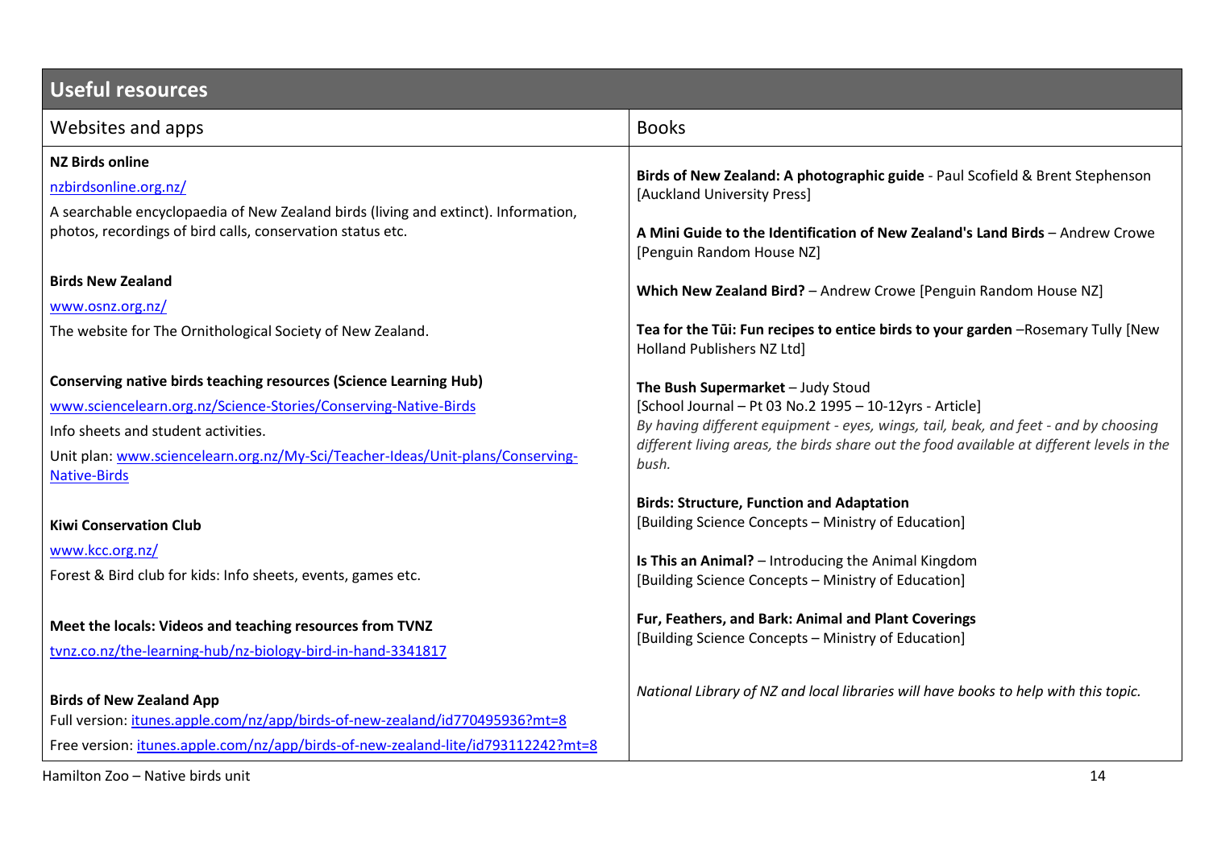## Useful resources

### Websites and apps

**NZ Birds online**

nzbirdsonline.org.nz/

A searchable encyclopaedia of New Zealand birds (living and extinct). Information, photos, recordings of bird calls, conservation status etc.

**Birds New Zealand**

www.osnz.org.nz/

The website for The Ornithological Society of New Zealand.

**Conserving native birds teaching resources (Science Learning Hub)**

www.sciencelearn.org.nz/Science-Stories/Conserving-Native-Birds

Info sheets and student activities.

Unit plan: www.sciencelearn.org.nz/My-Sci/Teacher-Ideas/Unit-plans/Conserving-Native-Birds

**Kiwi Conservation Club**

www.kcc.org.nz/

Forest & Bird club for kids: Info sheets, events, games etc.

**Meet the locals: Videos and teaching resources from TVNZ**

tvnz.co.nz/the-learning-hub/nz-biology-bird-in-hand-3341817

**Birds of New Zealand App**

Full version: itunes.apple.com/nz/app/birds-of-new-zealand/id770495936?mt=8

Free version: itunes.apple.com/nz/app/birds-of-new-zealand-lite/id793112242?mt=8

### Books

**Birds of New Zealand: A photographic guide** - Paul Scofield & Brent Stephenson [Auckland University Press]

**A Mini Guide to the Identification of New Zealand's Land Birds** – Andrew Crowe [Penguin Random House NZ]

**Which New Zealand Bird?** – Andrew Crowe [Penguin Random House NZ]

**Tea for the Tūi: Fun recipes to entice birds to your garden** –Rosemary Tully [New Holland Publishers NZ Ltd]

**The Bush Supermarket** – Judy Stoud
[School Journal – Pt 03 No.2 1995 – 10-12yrs - Article]
*By having different equipment - eyes, wings, tail, beak, and feet - and by choosing different living areas, the birds share out the food available at different levels in the bush.*

**Birds: Structure, Function and Adaptation**
[Building Science Concepts – Ministry of Education]

**Is This an Animal?** – Introducing the Animal Kingdom
[Building Science Concepts – Ministry of Education]

**Fur, Feathers, and Bark: Animal and Plant Coverings**
[Building Science Concepts – Ministry of Education]

*National Library of NZ and local libraries will have books to help with this topic.*